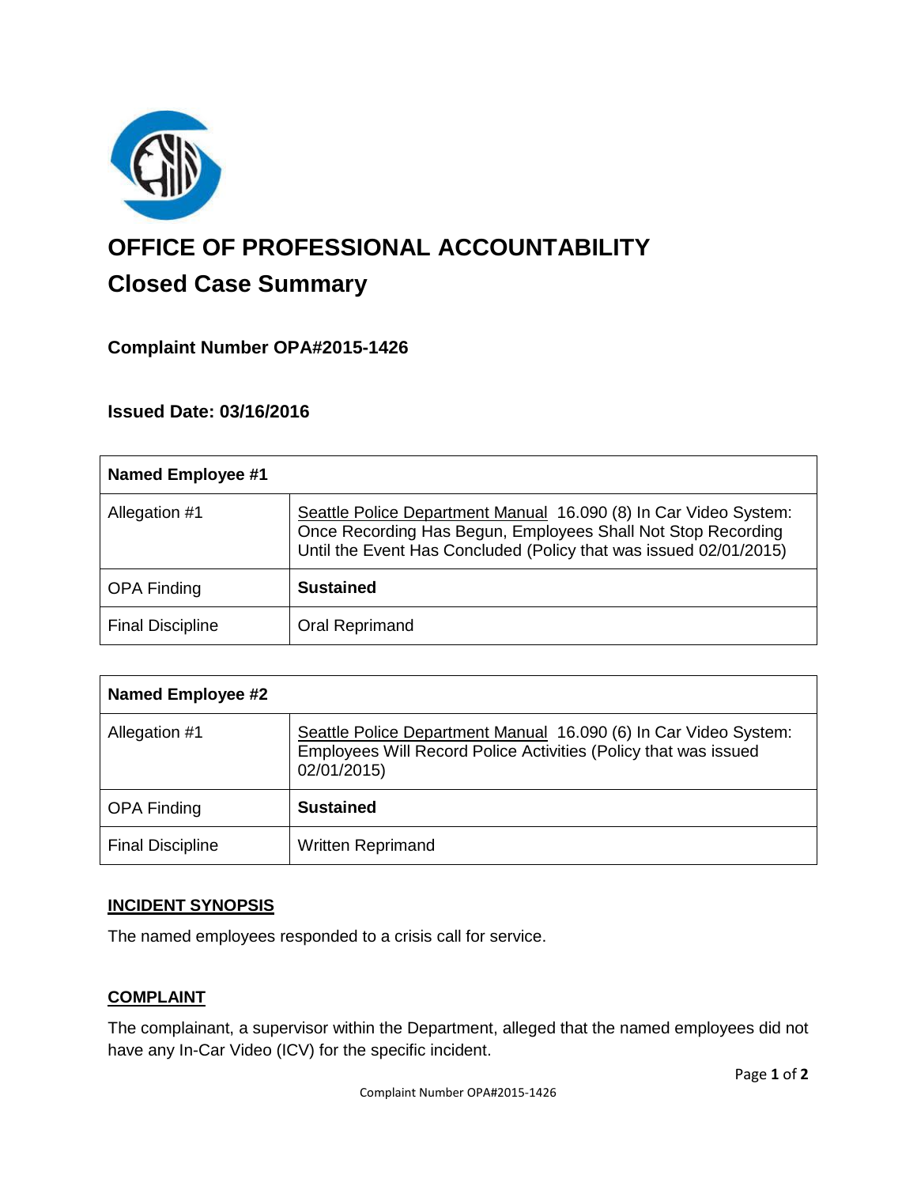# OFFICE OF PROFESSIONAL ACCOUNTABILITY

## Closed Case Summary

### Complaint Number OPA#2015-1426

### Issued Date: 03/16/2016

| **Named Employee #1** | |
|---|---|
| Allegation #1 | Seattle Police Department Manual 16.090 (8) In Car Video System: Once Recording Has Begun, Employees Shall Not Stop Recording Until the Event Has Concluded (Policy that was issued 02/01/2015) |
| OPA Finding | **Sustained** |
| Final Discipline | Oral Reprimand |

| **Named Employee #2** | |
|---|---|
| Allegation #1 | Seattle Police Department Manual 16.090 (6) In Car Video System: Employees Will Record Police Activities (Policy that was issued 02/01/2015) |
| OPA Finding | **Sustained** |
| Final Discipline | Written Reprimand |

**INCIDENT SYNOPSIS**

The named employees responded to a crisis call for service.

**COMPLAINT**

The complainant, a supervisor within the Department, alleged that the named employees did not have any In-Car Video (ICV) for the specific incident.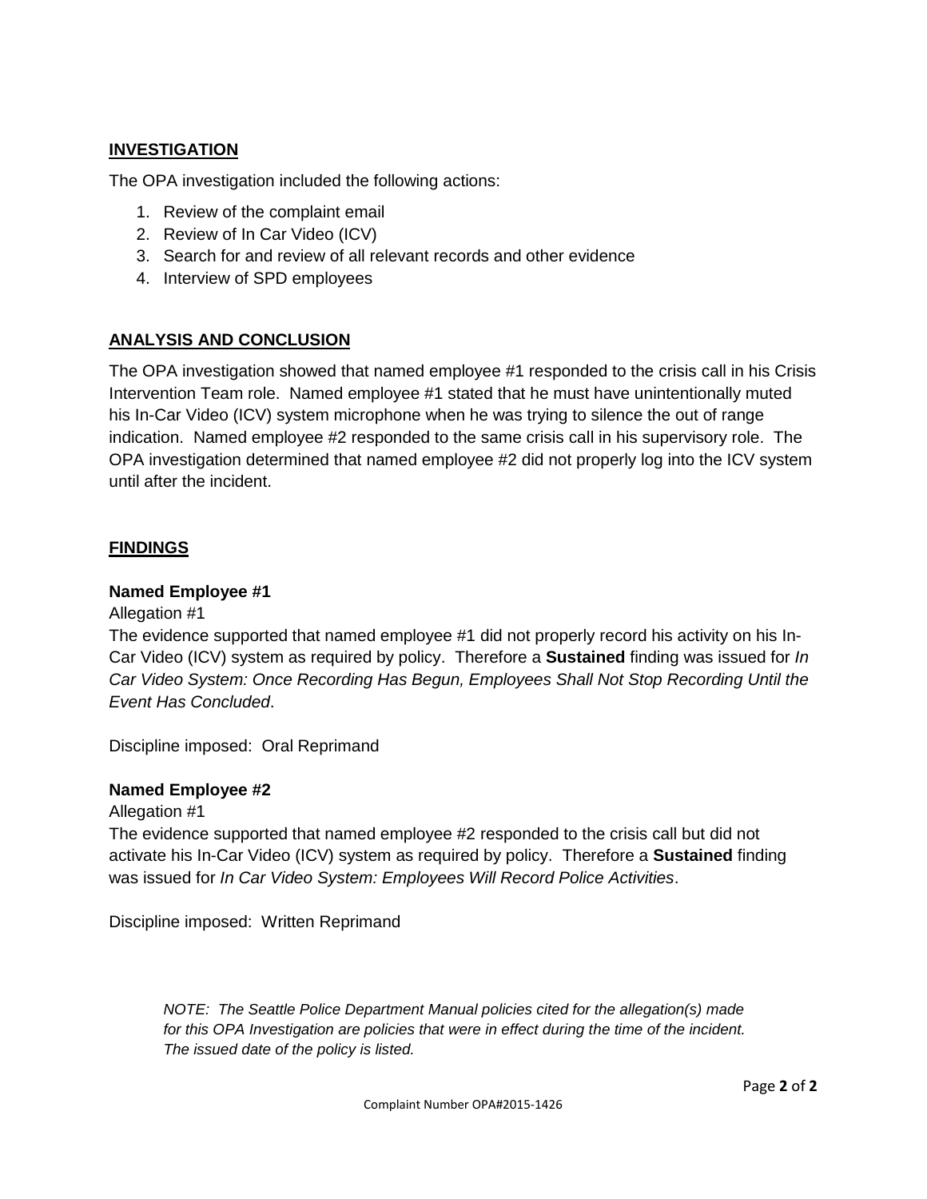## INVESTIGATION

The OPA investigation included the following actions:

1. Review of the complaint email
2. Review of In Car Video (ICV)
3. Search for and review of all relevant records and other evidence
4. Interview of SPD employees

## ANALYSIS AND CONCLUSION

The OPA investigation showed that named employee #1 responded to the crisis call in his Crisis Intervention Team role. Named employee #1 stated that he must have unintentionally muted his In-Car Video (ICV) system microphone when he was trying to silence the out of range indication. Named employee #2 responded to the same crisis call in his supervisory role. The OPA investigation determined that named employee #2 did not properly log into the ICV system until after the incident.

## FINDINGS

**Named Employee #1**

Allegation #1

The evidence supported that named employee #1 did not properly record his activity on his In-Car Video (ICV) system as required by policy. Therefore a **Sustained** finding was issued for *In Car Video System: Once Recording Has Begun, Employees Shall Not Stop Recording Until the Event Has Concluded*.

Discipline imposed: Oral Reprimand

**Named Employee #2**

Allegation #1

The evidence supported that named employee #2 responded to the crisis call but did not activate his In-Car Video (ICV) system as required by policy. Therefore a **Sustained** finding was issued for *In Car Video System: Employees Will Record Police Activities*.

Discipline imposed: Written Reprimand

*NOTE: The Seattle Police Department Manual policies cited for the allegation(s) made for this OPA Investigation are policies that were in effect during the time of the incident. The issued date of the policy is listed.*

Complaint Number OPA#2015-1426